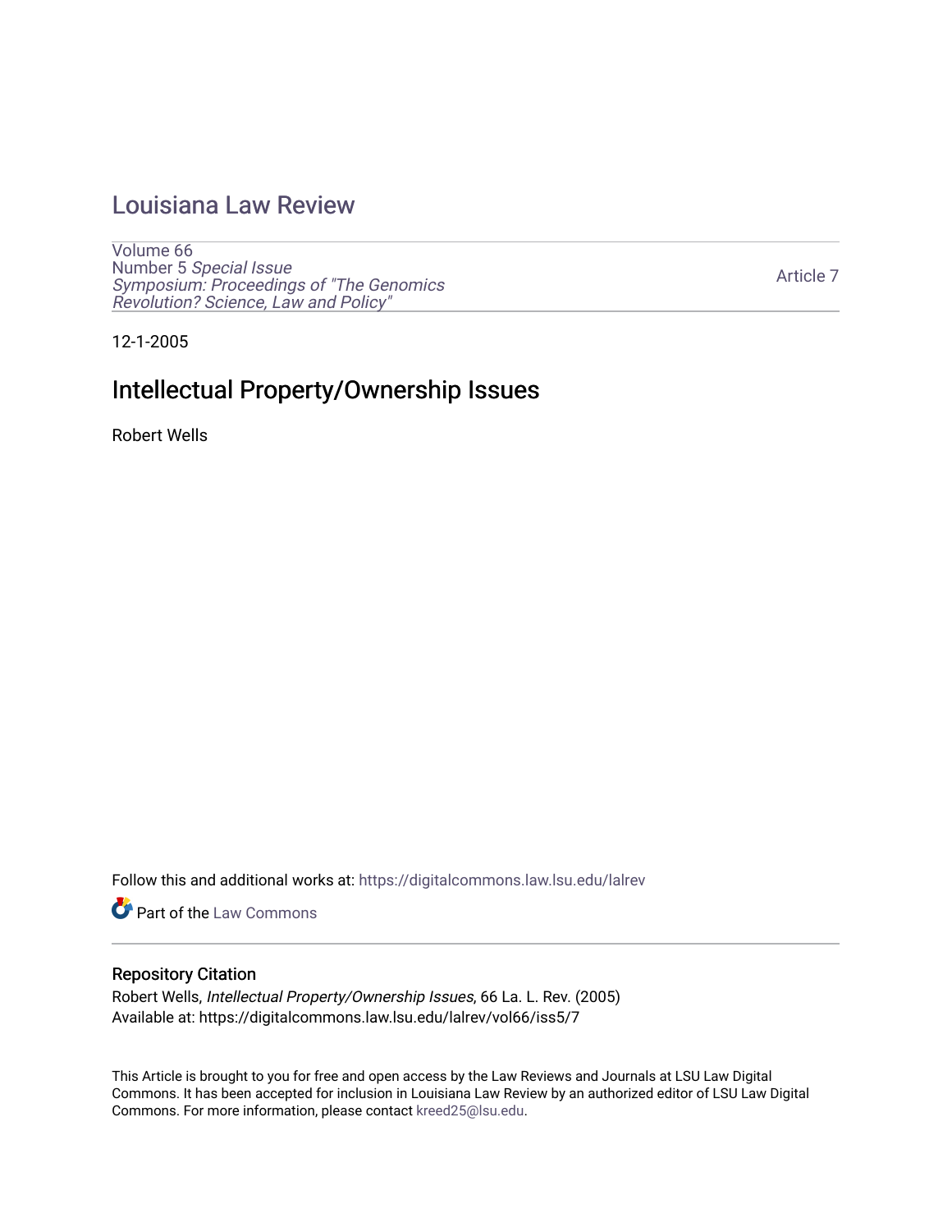# Louisiana Law Review

Volume 66
Number 5 *Special Issue*
*Symposium: Proceedings of "The Genomics Revolution? Science, Law and Policy"*

Article 7

12-1-2005

## Intellectual Property/Ownership Issues

Robert Wells

Follow this and additional works at: https://digitalcommons.law.lsu.edu/lalrev

Part of the Law Commons

### Repository Citation

Robert Wells, *Intellectual Property/Ownership Issues*, 66 La. L. Rev. (2005)
Available at: https://digitalcommons.law.lsu.edu/lalrev/vol66/iss5/7

This Article is brought to you for free and open access by the Law Reviews and Journals at LSU Law Digital Commons. It has been accepted for inclusion in Louisiana Law Review by an authorized editor of LSU Law Digital Commons. For more information, please contact kreed25@lsu.edu.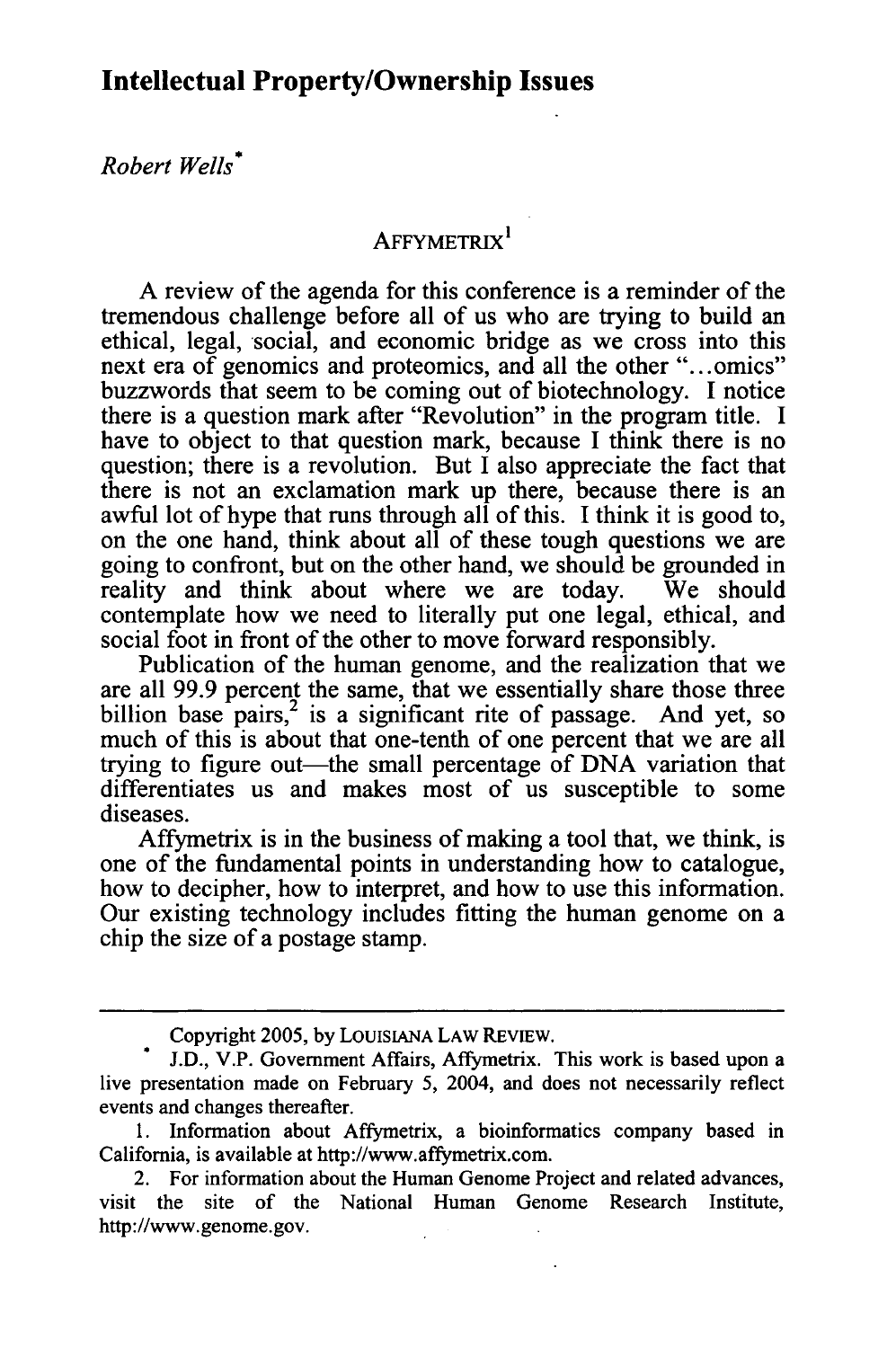# Intellectual Property/Ownership Issues

*Robert Wells*[*]

AFFYMETRIX[1]

A review of the agenda for this conference is a reminder of the tremendous challenge before all of us who are trying to build an ethical, legal, social, and economic bridge as we cross into this next era of genomics and proteomics, and all the other "...omics" buzzwords that seem to be coming out of biotechnology. I notice there is a question mark after "Revolution" in the program title. I have to object to that question mark, because I think there is no question; there is a revolution. But I also appreciate the fact that there is not an exclamation mark up there, because there is an awful lot of hype that runs through all of this. I think it is good to, on the one hand, think about all of these tough questions we are going to confront, but on the other hand, we should be grounded in reality and think about where we are today. We should contemplate how we need to literally put one legal, ethical, and social foot in front of the other to move forward responsibly.

Publication of the human genome, and the realization that we are all 99.9 percent the same, that we essentially share those three billion base pairs,[2] is a significant rite of passage. And yet, so much of this is about that one-tenth of one percent that we are all trying to figure out—the small percentage of DNA variation that differentiates us and makes most of us susceptible to some diseases.

Affymetrix is in the business of making a tool that, we think, is one of the fundamental points in understanding how to catalogue, how to decipher, how to interpret, and how to use this information. Our existing technology includes fitting the human genome on a chip the size of a postage stamp.

---

Copyright 2005, by LOUISIANA LAW REVIEW.

[*] J.D., V.P. Government Affairs, Affymetrix. This work is based upon a live presentation made on February 5, 2004, and does not necessarily reflect events and changes thereafter.

1. Information about Affymetrix, a bioinformatics company based in California, is available at http://www.affymetrix.com.

2. For information about the Human Genome Project and related advances, visit the site of the National Human Genome Research Institute, http://www.genome.gov.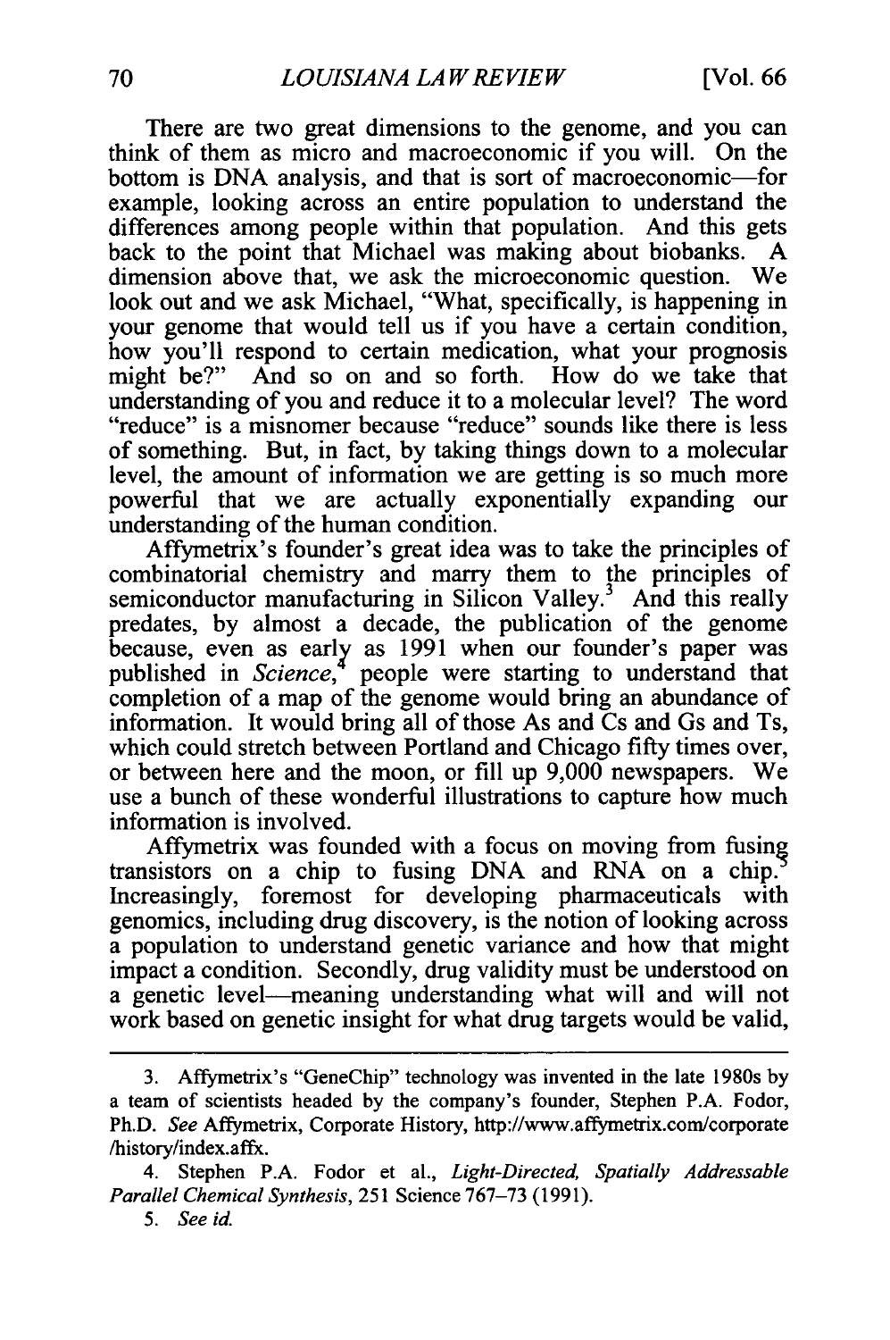There are two great dimensions to the genome, and you can think of them as micro and macroeconomic if you will. On the bottom is DNA analysis, and that is sort of macroeconomic—for example, looking across an entire population to understand the differences among people within that population. And this gets back to the point that Michael was making about biobanks. A dimension above that, we ask the microeconomic question. We look out and we ask Michael, "What, specifically, is happening in your genome that would tell us if you have a certain condition, how you'll respond to certain medication, what your prognosis might be?" And so on and so forth. How do we take that understanding of you and reduce it to a molecular level? The word "reduce" is a misnomer because "reduce" sounds like there is less of something. But, in fact, by taking things down to a molecular level, the amount of information we are getting is so much more powerful that we are actually exponentially expanding our understanding of the human condition.

Affymetrix's founder's great idea was to take the principles of combinatorial chemistry and marry them to the principles of semiconductor manufacturing in Silicon Valley.[3] And this really predates, by almost a decade, the publication of the genome because, even as early as 1991 when our founder's paper was published in *Science*,[4] people were starting to understand that completion of a map of the genome would bring an abundance of information. It would bring all of those As and Cs and Gs and Ts, which could stretch between Portland and Chicago fifty times over, or between here and the moon, or fill up 9,000 newspapers. We use a bunch of these wonderful illustrations to capture how much information is involved.

Affymetrix was founded with a focus on moving from fusing transistors on a chip to fusing DNA and RNA on a chip.[5] Increasingly, foremost for developing pharmaceuticals with genomics, including drug discovery, is the notion of looking across a population to understand genetic variance and how that might impact a condition. Secondly, drug validity must be understood on a genetic level—meaning understanding what will and will not work based on genetic insight for what drug targets would be valid,

---

3. Affymetrix's "GeneChip" technology was invented in the late 1980s by a team of scientists headed by the company's founder, Stephen P.A. Fodor, Ph.D. *See* Affymetrix, Corporate History, http://www.affymetrix.com/corporate/history/index.affx.

4. Stephen P.A. Fodor et al., *Light-Directed, Spatially Addressable Parallel Chemical Synthesis*, 251 Science 767–73 (1991).

5. *See id.*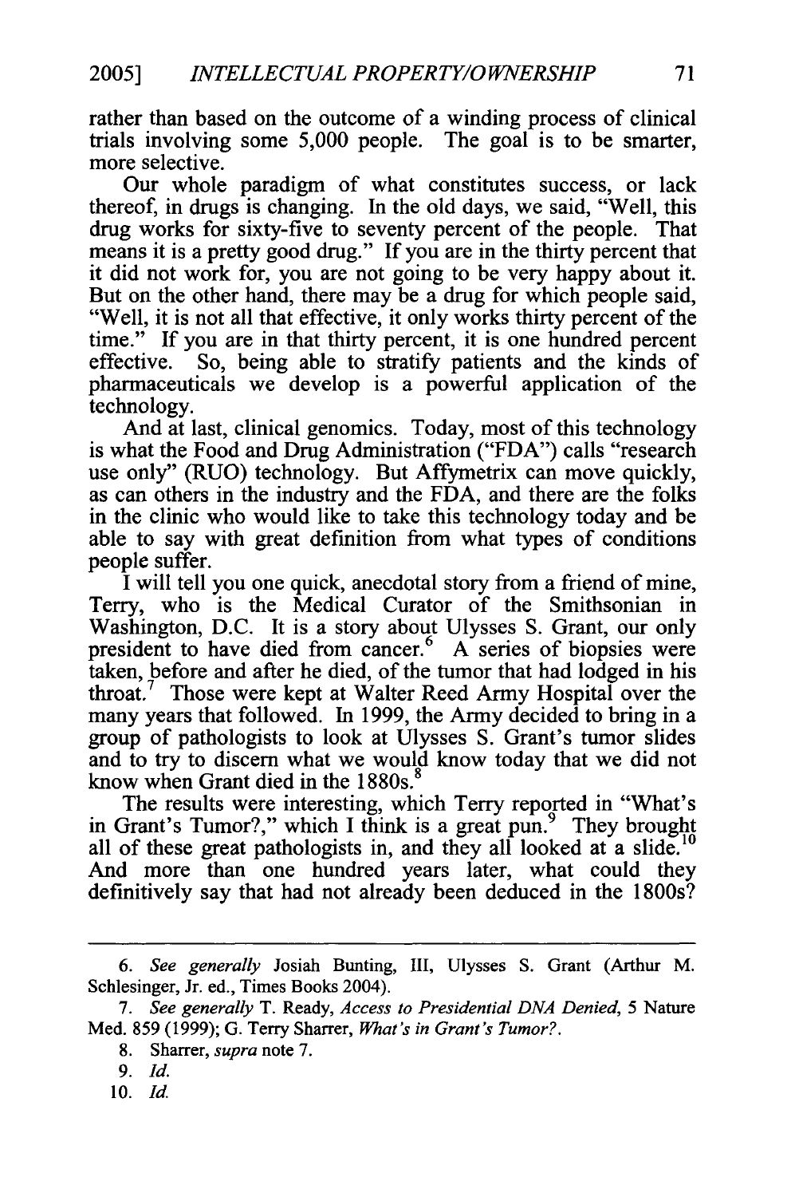rather than based on the outcome of a winding process of clinical trials involving some 5,000 people. The goal is to be smarter, more selective.

Our whole paradigm of what constitutes success, or lack thereof, in drugs is changing. In the old days, we said, "Well, this drug works for sixty-five to seventy percent of the people. That means it is a pretty good drug." If you are in the thirty percent that it did not work for, you are not going to be very happy about it. But on the other hand, there may be a drug for which people said, "Well, it is not all that effective, it only works thirty percent of the time." If you are in that thirty percent, it is one hundred percent effective. So, being able to stratify patients and the kinds of pharmaceuticals we develop is a powerful application of the technology.

And at last, clinical genomics. Today, most of this technology is what the Food and Drug Administration ("FDA") calls "research use only" (RUO) technology. But Affymetrix can move quickly, as can others in the industry and the FDA, and there are the folks in the clinic who would like to take this technology today and be able to say with great definition from what types of conditions people suffer.

I will tell you one quick, anecdotal story from a friend of mine, Terry, who is the Medical Curator of the Smithsonian in Washington, D.C. It is a story about Ulysses S. Grant, our only president to have died from cancer.[6] A series of biopsies were taken, before and after he died, of the tumor that had lodged in his throat.[7] Those were kept at Walter Reed Army Hospital over the many years that followed. In 1999, the Army decided to bring in a group of pathologists to look at Ulysses S. Grant's tumor slides and to try to discern what we would know today that we did not know when Grant died in the 1880s.[8]

The results were interesting, which Terry reported in "What's in Grant's Tumor?," which I think is a great pun.[9] They brought all of these great pathologists in, and they all looked at a slide.[10] And more than one hundred years later, what could they definitively say that had not already been deduced in the 1800s?

---

6. *See generally* Josiah Bunting, III, Ulysses S. Grant (Arthur M. Schlesinger, Jr. ed., Times Books 2004).

7. *See generally* T. Ready, *Access to Presidential DNA Denied*, 5 Nature Med. 859 (1999); G. Terry Sharrer, *What's in Grant's Tumor?*.

8. Sharrer, *supra* note 7.

9. *Id.*

10. *Id.*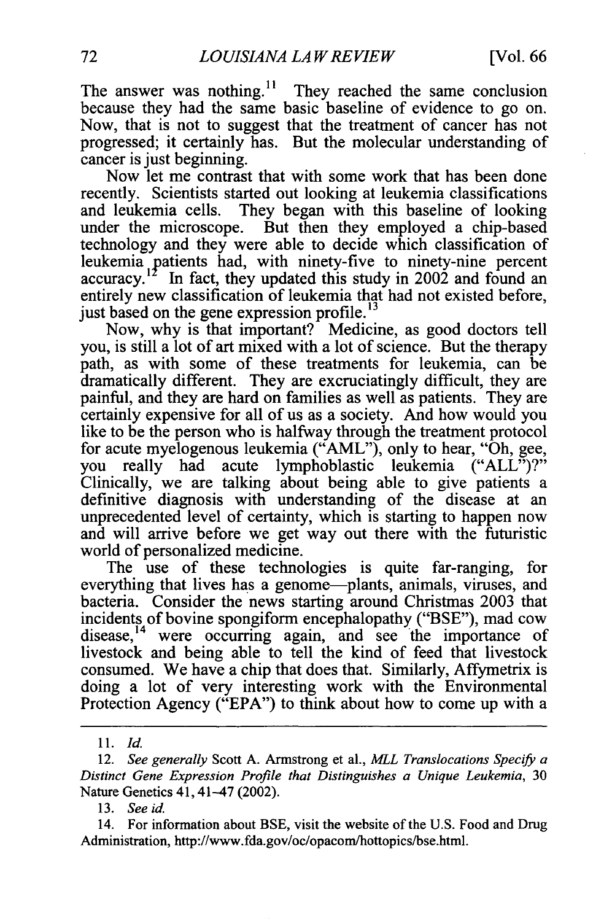The answer was nothing.[11] They reached the same conclusion because they had the same basic baseline of evidence to go on. Now, that is not to suggest that the treatment of cancer has not progressed; it certainly has. But the molecular understanding of cancer is just beginning.

Now let me contrast that with some work that has been done recently. Scientists started out looking at leukemia classifications and leukemia cells. They began with this baseline of looking under the microscope. But then they employed a chip-based technology and they were able to decide which classification of leukemia patients had, with ninety-five to ninety-nine percent accuracy.[12] In fact, they updated this study in 2002 and found an entirely new classification of leukemia that had not existed before, just based on the gene expression profile.[13]

Now, why is that important? Medicine, as good doctors tell you, is still a lot of art mixed with a lot of science. But the therapy path, as with some of these treatments for leukemia, can be dramatically different. They are excruciatingly difficult, they are painful, and they are hard on families as well as patients. They are certainly expensive for all of us as a society. And how would you like to be the person who is halfway through the treatment protocol for acute myelogenous leukemia ("AML"), only to hear, "Oh, gee, you really had acute lymphoblastic leukemia ("ALL")?" Clinically, we are talking about being able to give patients a definitive diagnosis with understanding of the disease at an unprecedented level of certainty, which is starting to happen now and will arrive before we get way out there with the futuristic world of personalized medicine.

The use of these technologies is quite far-ranging, for everything that lives has a genome—plants, animals, viruses, and bacteria. Consider the news starting around Christmas 2003 that incidents of bovine spongiform encephalopathy ("BSE"), mad cow disease,[14] were occurring again, and see the importance of livestock and being able to tell the kind of feed that livestock consumed. We have a chip that does that. Similarly, Affymetrix is doing a lot of very interesting work with the Environmental Protection Agency ("EPA") to think about how to come up with a

---

11. *Id.*

12. *See generally* Scott A. Armstrong et al., *MLL Translocations Specify a Distinct Gene Expression Profile that Distinguishes a Unique Leukemia*, 30 Nature Genetics 41, 41–47 (2002).

13. *See id.*

14. For information about BSE, visit the website of the U.S. Food and Drug Administration, http://www.fda.gov/oc/opacom/hottopics/bse.html.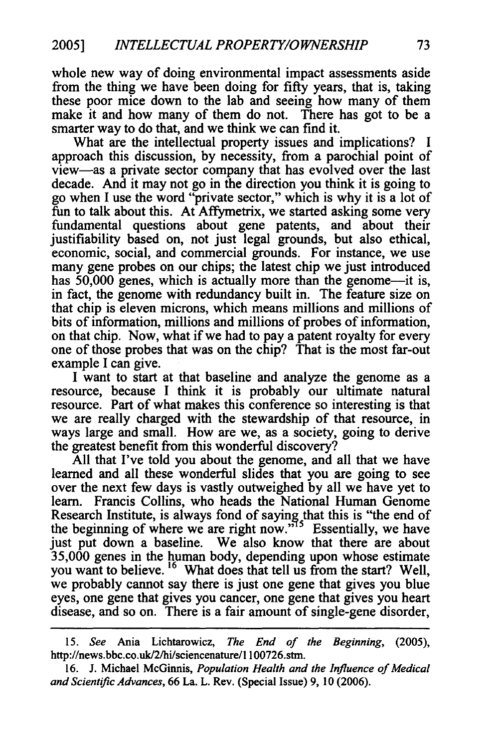whole new way of doing environmental impact assessments aside from the thing we have been doing for fifty years, that is, taking these poor mice down to the lab and seeing how many of them make it and how many of them do not. There has got to be a smarter way to do that, and we think we can find it.

What are the intellectual property issues and implications? I approach this discussion, by necessity, from a parochial point of view—as a private sector company that has evolved over the last decade. And it may not go in the direction you think it is going to go when I use the word "private sector," which is why it is a lot of fun to talk about this. At Affymetrix, we started asking some very fundamental questions about gene patents, and about their justifiability based on, not just legal grounds, but also ethical, economic, social, and commercial grounds. For instance, we use many gene probes on our chips; the latest chip we just introduced has 50,000 genes, which is actually more than the genome—it is, in fact, the genome with redundancy built in. The feature size on that chip is eleven microns, which means millions and millions of bits of information, millions and millions of probes of information, on that chip. Now, what if we had to pay a patent royalty for every one of those probes that was on the chip? That is the most far-out example I can give.

I want to start at that baseline and analyze the genome as a resource, because I think it is probably our ultimate natural resource. Part of what makes this conference so interesting is that we are really charged with the stewardship of that resource, in ways large and small. How are we, as a society, going to derive the greatest benefit from this wonderful discovery?

All that I've told you about the genome, and all that we have learned and all these wonderful slides that you are going to see over the next few days is vastly outweighed by all we have yet to learn. Francis Collins, who heads the National Human Genome Research Institute, is always fond of saying that this is "the end of the beginning of where we are right now."[15] Essentially, we have just put down a baseline. We also know that there are about 35,000 genes in the human body, depending upon whose estimate you want to believe.[16] What does that tell us from the start? Well, we probably cannot say there is just one gene that gives you blue eyes, one gene that gives you cancer, one gene that gives you heart disease, and so on. There is a fair amount of single-gene disorder,

---

15. *See* Ania Lichtarowicz, *The End of the Beginning*, (2005), http://news.bbc.co.uk/2/hi/sciencenature/1100726.stm.

16. J. Michael McGinnis, *Population Health and the Influence of Medical and Scientific Advances*, 66 La. L. Rev. (Special Issue) 9, 10 (2006).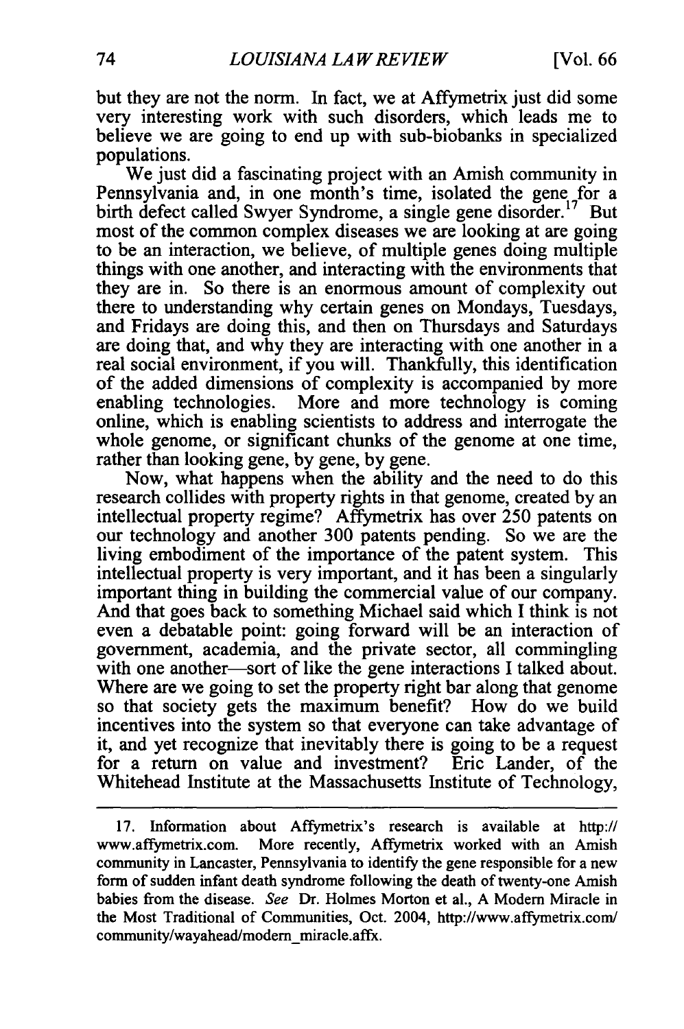but they are not the norm. In fact, we at Affymetrix just did some very interesting work with such disorders, which leads me to believe we are going to end up with sub-biobanks in specialized populations.

We just did a fascinating project with an Amish community in Pennsylvania and, in one month's time, isolated the gene for a birth defect called Swyer Syndrome, a single gene disorder.[17] But most of the common complex diseases we are looking at are going to be an interaction, we believe, of multiple genes doing multiple things with one another, and interacting with the environments that they are in. So there is an enormous amount of complexity out there to understanding why certain genes on Mondays, Tuesdays, and Fridays are doing this, and then on Thursdays and Saturdays are doing that, and why they are interacting with one another in a real social environment, if you will. Thankfully, this identification of the added dimensions of complexity is accompanied by more enabling technologies. More and more technology is coming online, which is enabling scientists to address and interrogate the whole genome, or significant chunks of the genome at one time, rather than looking gene, by gene, by gene.

Now, what happens when the ability and the need to do this research collides with property rights in that genome, created by an intellectual property regime? Affymetrix has over 250 patents on our technology and another 300 patents pending. So we are the living embodiment of the importance of the patent system. This intellectual property is very important, and it has been a singularly important thing in building the commercial value of our company. And that goes back to something Michael said which I think is not even a debatable point: going forward will be an interaction of government, academia, and the private sector, all commingling with one another—sort of like the gene interactions I talked about. Where are we going to set the property right bar along that genome so that society gets the maximum benefit? How do we build incentives into the system so that everyone can take advantage of it, and yet recognize that inevitably there is going to be a request for a return on value and investment? Eric Lander, of the Whitehead Institute at the Massachusetts Institute of Technology,

---

17. Information about Affymetrix's research is available at http://www.affymetrix.com. More recently, Affymetrix worked with an Amish community in Lancaster, Pennsylvania to identify the gene responsible for a new form of sudden infant death syndrome following the death of twenty-one Amish babies from the disease. *See* Dr. Holmes Morton et al., A Modern Miracle in the Most Traditional of Communities, Oct. 2004, http://www.affymetrix.com/community/wayahead/modern_miracle.affx.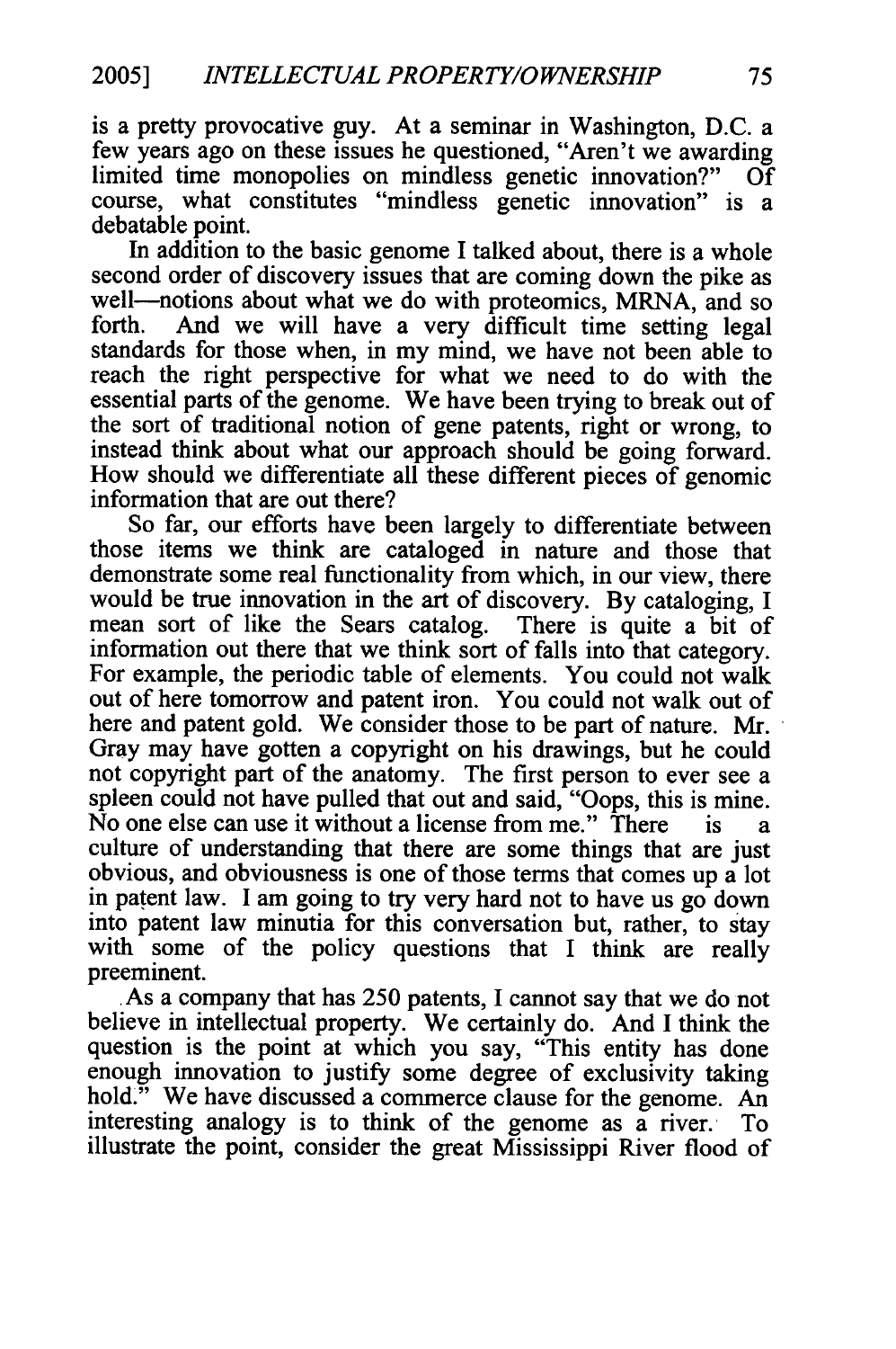is a pretty provocative guy. At a seminar in Washington, D.C. a few years ago on these issues he questioned, "Aren't we awarding limited time monopolies on mindless genetic innovation?" Of course, what constitutes "mindless genetic innovation" is a debatable point.

In addition to the basic genome I talked about, there is a whole second order of discovery issues that are coming down the pike as well—notions about what we do with proteomics, MRNA, and so forth. And we will have a very difficult time setting legal standards for those when, in my mind, we have not been able to reach the right perspective for what we need to do with the essential parts of the genome. We have been trying to break out of the sort of traditional notion of gene patents, right or wrong, to instead think about what our approach should be going forward. How should we differentiate all these different pieces of genomic information that are out there?

So far, our efforts have been largely to differentiate between those items we think are cataloged in nature and those that demonstrate some real functionality from which, in our view, there would be true innovation in the art of discovery. By cataloging, I mean sort of like the Sears catalog. There is quite a bit of information out there that we think sort of falls into that category. For example, the periodic table of elements. You could not walk out of here tomorrow and patent iron. You could not walk out of here and patent gold. We consider those to be part of nature. Mr. Gray may have gotten a copyright on his drawings, but he could not copyright part of the anatomy. The first person to ever see a spleen could not have pulled that out and said, "Oops, this is mine. No one else can use it without a license from me." There is a culture of understanding that there are some things that are just obvious, and obviousness is one of those terms that comes up a lot in patent law. I am going to try very hard not to have us go down into patent law minutia for this conversation but, rather, to stay with some of the policy questions that I think are really preeminent.

As a company that has 250 patents, I cannot say that we do not believe in intellectual property. We certainly do. And I think the question is the point at which you say, "This entity has done enough innovation to justify some degree of exclusivity taking hold." We have discussed a commerce clause for the genome. An interesting analogy is to think of the genome as a river. To illustrate the point, consider the great Mississippi River flood of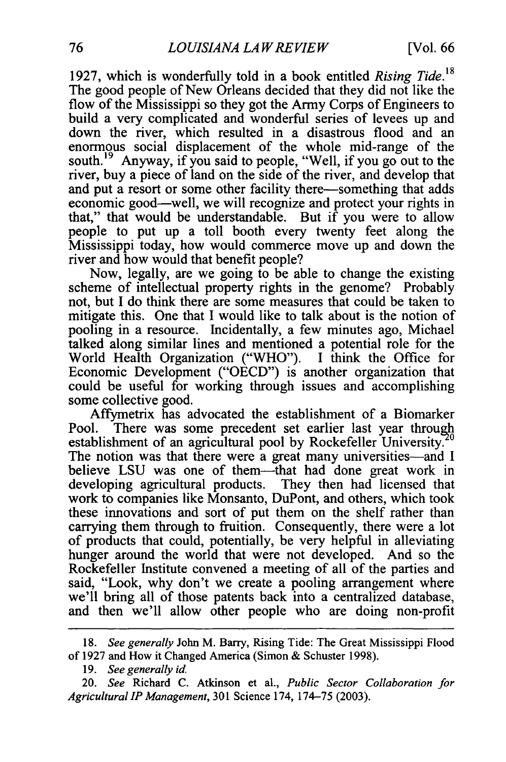1927, which is wonderfully told in a book entitled *Rising Tide*.[18] The good people of New Orleans decided that they did not like the flow of the Mississippi so they got the Army Corps of Engineers to build a very complicated and wonderful series of levees up and down the river, which resulted in a disastrous flood and an enormous social displacement of the whole mid-range of the south.[19] Anyway, if you said to people, "Well, if you go out to the river, buy a piece of land on the side of the river, and develop that and put a resort or some other facility there—something that adds economic good—well, we will recognize and protect your rights in that," that would be understandable. But if you were to allow people to put up a toll booth every twenty feet along the Mississippi today, how would commerce move up and down the river and how would that benefit people?

Now, legally, are we going to be able to change the existing scheme of intellectual property rights in the genome? Probably not, but I do think there are some measures that could be taken to mitigate this. One that I would like to talk about is the notion of pooling in a resource. Incidentally, a few minutes ago, Michael talked along similar lines and mentioned a potential role for the World Health Organization ("WHO"). I think the Office for Economic Development ("OECD") is another organization that could be useful for working through issues and accomplishing some collective good.

Affymetrix has advocated the establishment of a Biomarker Pool. There was some precedent set earlier last year through establishment of an agricultural pool by Rockefeller University.[20] The notion was that there were a great many universities—and I believe LSU was one of them—that had done great work in developing agricultural products. They then had licensed that work to companies like Monsanto, DuPont, and others, which took these innovations and sort of put them on the shelf rather than carrying them through to fruition. Consequently, there were a lot of products that could, potentially, be very helpful in alleviating hunger around the world that were not developed. And so the Rockefeller Institute convened a meeting of all of the parties and said, "Look, why don't we create a pooling arrangement where we'll bring all of those patents back into a centralized database, and then we'll allow other people who are doing non-profit

---

18. *See generally* John M. Barry, Rising Tide: The Great Mississippi Flood of 1927 and How it Changed America (Simon & Schuster 1998).

19. *See generally id.*

20. *See* Richard C. Atkinson et al., *Public Sector Collaboration for Agricultural IP Management*, 301 Science 174, 174–75 (2003).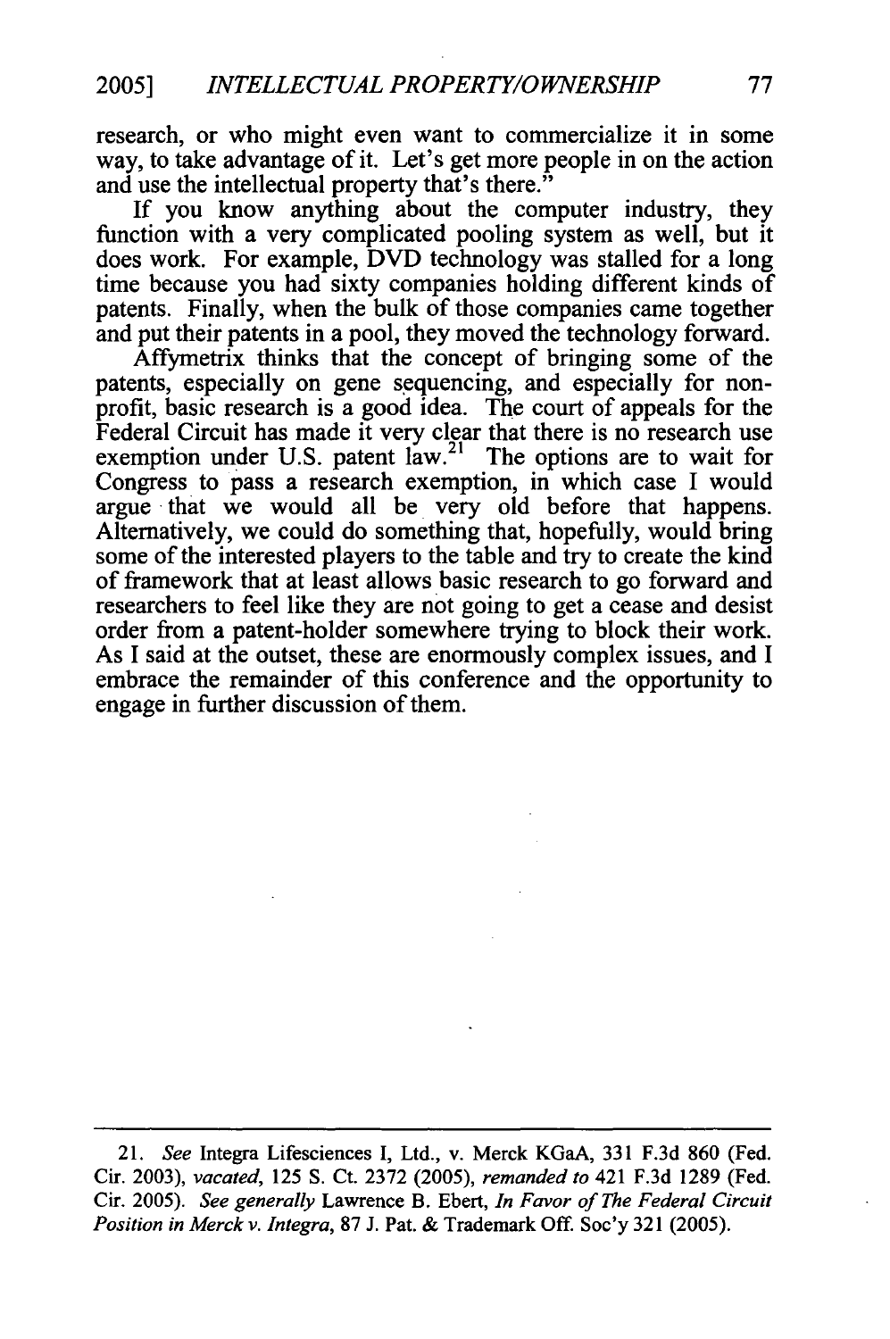research, or who might even want to commercialize it in some way, to take advantage of it. Let's get more people in on the action and use the intellectual property that's there."

If you know anything about the computer industry, they function with a very complicated pooling system as well, but it does work. For example, DVD technology was stalled for a long time because you had sixty companies holding different kinds of patents. Finally, when the bulk of those companies came together and put their patents in a pool, they moved the technology forward.

Affymetrix thinks that the concept of bringing some of the patents, especially on gene sequencing, and especially for non-profit, basic research is a good idea. The court of appeals for the Federal Circuit has made it very clear that there is no research use exemption under U.S. patent law.[21] The options are to wait for Congress to pass a research exemption, in which case I would argue that we would all be very old before that happens. Alternatively, we could do something that, hopefully, would bring some of the interested players to the table and try to create the kind of framework that at least allows basic research to go forward and researchers to feel like they are not going to get a cease and desist order from a patent-holder somewhere trying to block their work. As I said at the outset, these are enormously complex issues, and I embrace the remainder of this conference and the opportunity to engage in further discussion of them.

---

21. *See* Integra Lifesciences I, Ltd., v. Merck KGaA, 331 F.3d 860 (Fed. Cir. 2003), *vacated*, 125 S. Ct. 2372 (2005), *remanded to* 421 F.3d 1289 (Fed. Cir. 2005). *See generally* Lawrence B. Ebert, *In Favor of The Federal Circuit Position in Merck v. Integra*, 87 J. Pat. & Trademark Off. Soc'y 321 (2005).